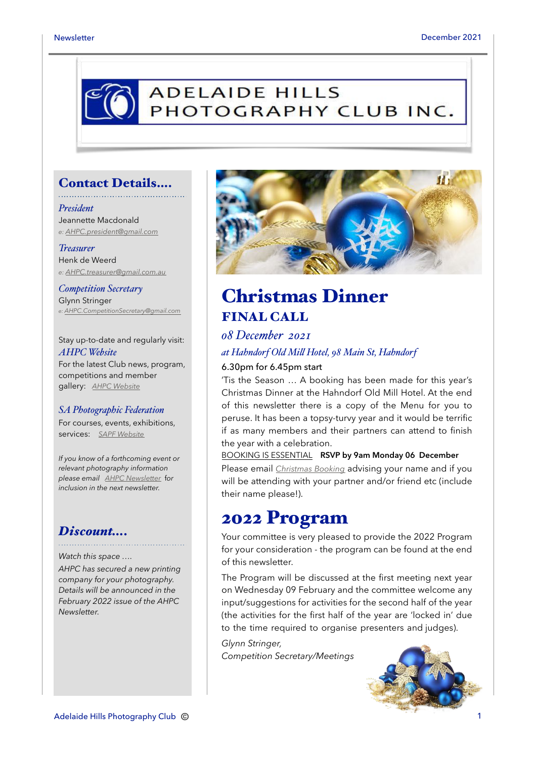# ADELAIDE HILLS PHOTOGRAPHY CLUB INC.

## Contact Details....

*President*
Jeannette Macdonald
*e: AHPC.president@gmail.com*

*Treasurer*
Henk de Weerd
*e: AHPC.treasurer@gmail.com.au*

*Competition Secretary*
Glynn Stringer
*e: AHPC.CompetitionSecretary@gmail.com*

Stay up-to-date and regularly visit:
*AHPC Website*
For the latest Club news, program, competitions and member gallery: *AHPC Website*

*SA Photographic Federation*
For courses, events, exhibitions, services: *SAPF Website*

*If you know of a forthcoming event or relevant photography information please email AHPC Newsletter for inclusion in the next newsletter.*

## Discount....

*Watch this space ....*
*AHPC has secured a new printing company for your photography. Details will be announced in the February 2022 issue of the AHPC Newsletter.*

# Christmas Dinner

## FINAL CALL

*08 December 2021*

*at Hahndorf Old Mill Hotel, 98 Main St, Hahndorf*

6.30pm for 6.45pm start

'Tis the Season ... A booking has been made for this year's Christmas Dinner at the Hahndorf Old Mill Hotel. At the end of this newsletter there is a copy of the Menu for you to peruse. It has been a topsy-turvy year and it would be terrific if as many members and their partners can attend to finish the year with a celebration.

BOOKING IS ESSENTIAL **RSVP by 9am Monday 06 December**

Please email *Christmas Booking* advising your name and if you will be attending with your partner and/or friend etc (include their name please!).

# 2022 Program

Your committee is very pleased to provide the 2022 Program for your consideration - the program can be found at the end of this newsletter.

The Program will be discussed at the first meeting next year on Wednesday 09 February and the committee welcome any input/suggestions for activities for the second half of the year (the activities for the first half of the year are 'locked in' due to the time required to organise presenters and judges).

*Glynn Stringer,*
*Competition Secretary/Meetings*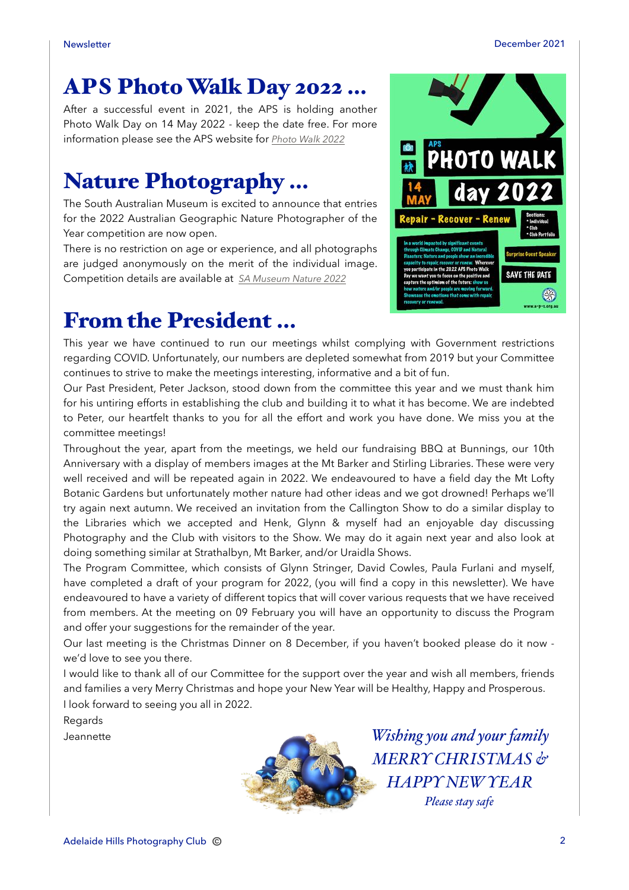## APS Photo Walk Day 2022 …

After a successful event in 2021, the APS is holding another Photo Walk Day on 14 May 2022 - keep the date free. For more information please see the APS website for *Photo Walk 2022*

## Nature Photography …

The South Australian Museum is excited to announce that entries for the 2022 Australian Geographic Nature Photographer of the Year competition are now open.

There is no restriction on age or experience, and all photographs are judged anonymously on the merit of the individual image. Competition details are available at *SA Museum Nature 2022*

## From the President …

This year we have continued to run our meetings whilst complying with Government restrictions regarding COVID. Unfortunately, our numbers are depleted somewhat from 2019 but your Committee continues to strive to make the meetings interesting, informative and a bit of fun.

Our Past President, Peter Jackson, stood down from the committee this year and we must thank him for his untiring efforts in establishing the club and building it to what it has become. We are indebted to Peter, our heartfelt thanks to you for all the effort and work you have done. We miss you at the committee meetings!

Throughout the year, apart from the meetings, we held our fundraising BBQ at Bunnings, our 10th Anniversary with a display of members images at the Mt Barker and Stirling Libraries. These were very well received and will be repeated again in 2022. We endeavoured to have a field day the Mt Lofty Botanic Gardens but unfortunately mother nature had other ideas and we got drowned! Perhaps we'll try again next autumn. We received an invitation from the Callington Show to do a similar display to the Libraries which we accepted and Henk, Glynn & myself had an enjoyable day discussing Photography and the Club with visitors to the Show. We may do it again next year and also look at doing something similar at Strathalbyn, Mt Barker, and/or Uraidla Shows.

The Program Committee, which consists of Glynn Stringer, David Cowles, Paula Furlani and myself, have completed a draft of your program for 2022, (you will find a copy in this newsletter). We have endeavoured to have a variety of different topics that will cover various requests that we have received from members. At the meeting on 09 February you will have an opportunity to discuss the Program and offer your suggestions for the remainder of the year.

Our last meeting is the Christmas Dinner on 8 December, if you haven't booked please do it now - we'd love to see you there.

I would like to thank all of our Committee for the support over the year and wish all members, friends and families a very Merry Christmas and hope your New Year will be Healthy, Happy and Prosperous.

I look forward to seeing you all in 2022.

Regards

Jeannette

*Wishing you and your family*
*MERRY CHRISTMAS &*
*HAPPY NEW YEAR*
*Please stay safe*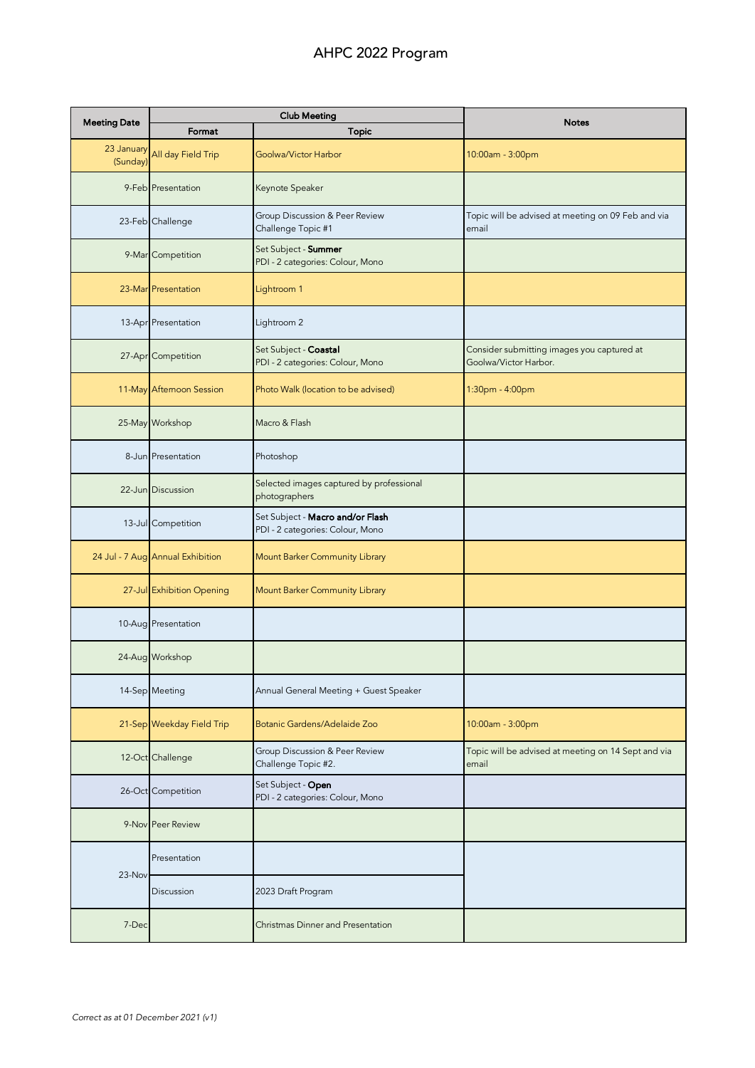# AHPC 2022 Program

| Meeting Date | Club Meeting | | Notes |
|---|---|---|---|
| | Format | Topic | |
| 23 January (Sunday) | All day Field Trip | Goolwa/Victor Harbor | 10:00am - 3:00pm |
| 9-Feb | Presentation | Keynote Speaker | |
| 23-Feb | Challenge | Group Discussion & Peer Review Challenge Topic #1 | Topic will be advised at meeting on 09 Feb and via email |
| 9-Mar | Competition | Set Subject - **Summer** PDI - 2 categories: Colour, Mono | |
| 23-Mar | Presentation | Lightroom 1 | |
| 13-Apr | Presentation | Lightroom 2 | |
| 27-Apr | Competition | Set Subject - **Coastal** PDI - 2 categories: Colour, Mono | Consider submitting images you captured at Goolwa/Victor Harbor. |
| 11-May | Afternoon Session | Photo Walk (location to be advised) | 1:30pm - 4:00pm |
| 25-May | Workshop | Macro & Flash | |
| 8-Jun | Presentation | Photoshop | |
| 22-Jun | Discussion | Selected images captured by professional photographers | |
| 13-Jul | Competition | Set Subject - **Macro and/or Flash** PDI - 2 categories: Colour, Mono | |
| 24 Jul - 7 Aug | Annual Exhibition | Mount Barker Community Library | |
| 27-Jul | Exhibition Opening | Mount Barker Community Library | |
| 10-Aug | Presentation | | |
| 24-Aug | Workshop | | |
| 14-Sep | Meeting | Annual General Meeting + Guest Speaker | |
| 21-Sep | Weekday Field Trip | Botanic Gardens/Adelaide Zoo | 10:00am - 3:00pm |
| 12-Oct | Challenge | Group Discussion & Peer Review Challenge Topic #2. | Topic will be advised at meeting on 14 Sept and via email |
| 26-Oct | Competition | Set Subject - **Open** PDI - 2 categories: Colour, Mono | |
| 9-Nov | Peer Review | | |
| 23-Nov | Presentation | | |
| | Discussion | 2023 Draft Program | |
| 7-Dec | | Christmas Dinner and Presentation | |

*Correct as at 01 December 2021 (v1)*